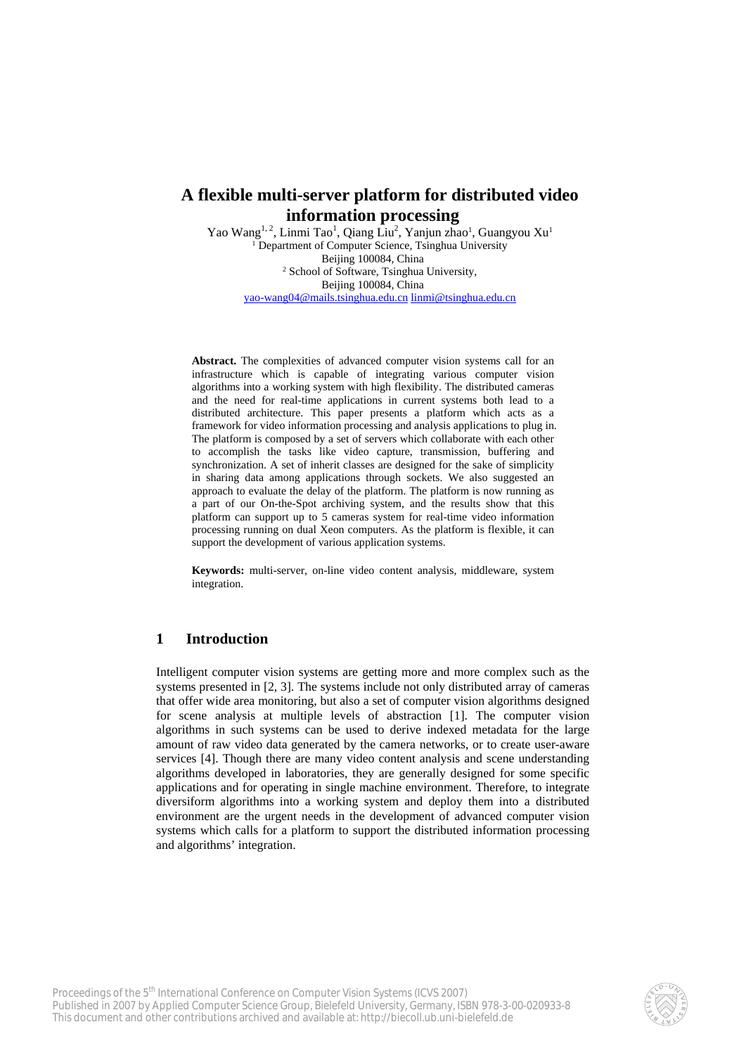# A flexible multi-server platform for distributed video information processing

Yao Wang[1,2], Linmi Tao[1], Qiang Liu[2], Yanjun zhao[1], Guangyou Xu[1]

[1] Department of Computer Science, Tsinghua University
Beijing 100084, China

[2] School of Software, Tsinghua University,
Beijing 100084, China

yao-wang04@mails.tsinghua.edu.cn linmi@tsinghua.edu.cn

**Abstract.** The complexities of advanced computer vision systems call for an infrastructure which is capable of integrating various computer vision algorithms into a working system with high flexibility. The distributed cameras and the need for real-time applications in current systems both lead to a distributed architecture. This paper presents a platform which acts as a framework for video information processing and analysis applications to plug in. The platform is composed by a set of servers which collaborate with each other to accomplish the tasks like video capture, transmission, buffering and synchronization. A set of inherit classes are designed for the sake of simplicity in sharing data among applications through sockets. We also suggested an approach to evaluate the delay of the platform. The platform is now running as a part of our On-the-Spot archiving system, and the results show that this platform can support up to 5 cameras system for real-time video information processing running on dual Xeon computers. As the platform is flexible, it can support the development of various application systems.

**Keywords:** multi-server, on-line video content analysis, middleware, system integration.

## 1 Introduction

Intelligent computer vision systems are getting more and more complex such as the systems presented in [2, 3]. The systems include not only distributed array of cameras that offer wide area monitoring, but also a set of computer vision algorithms designed for scene analysis at multiple levels of abstraction [1]. The computer vision algorithms in such systems can be used to derive indexed metadata for the large amount of raw video data generated by the camera networks, or to create user-aware services [4]. Though there are many video content analysis and scene understanding algorithms developed in laboratories, they are generally designed for some specific applications and for operating in single machine environment. Therefore, to integrate diversiform algorithms into a working system and deploy them into a distributed environment are the urgent needs in the development of advanced computer vision systems which calls for a platform to support the distributed information processing and algorithms' integration.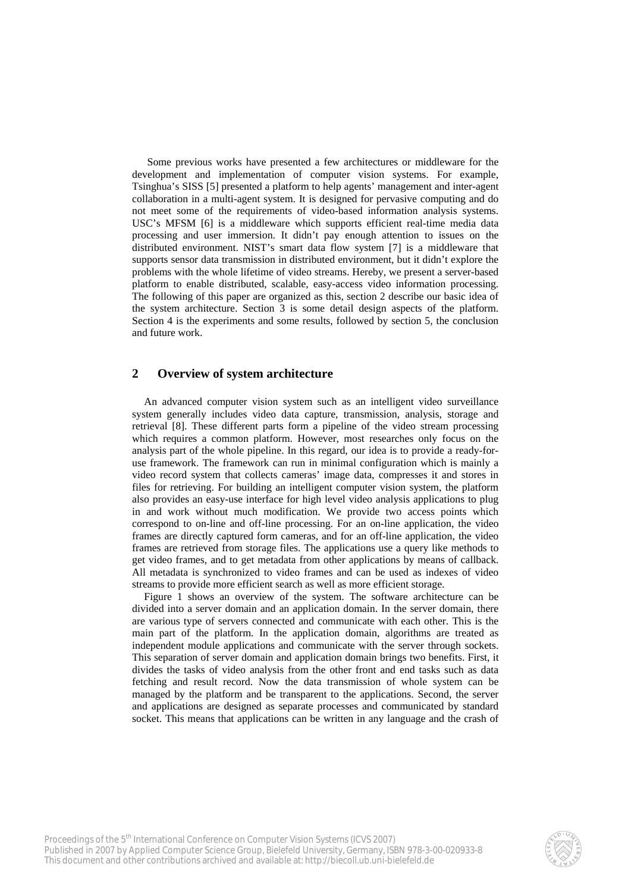Some previous works have presented a few architectures or middleware for the development and implementation of computer vision systems. For example, Tsinghua's SISS [5] presented a platform to help agents' management and inter-agent collaboration in a multi-agent system. It is designed for pervasive computing and do not meet some of the requirements of video-based information analysis systems. USC's MFSM [6] is a middleware which supports efficient real-time media data processing and user immersion. It didn't pay enough attention to issues on the distributed environment. NIST's smart data flow system [7] is a middleware that supports sensor data transmission in distributed environment, but it didn't explore the problems with the whole lifetime of video streams. Hereby, we present a server-based platform to enable distributed, scalable, easy-access video information processing. The following of this paper are organized as this, section 2 describe our basic idea of the system architecture. Section 3 is some detail design aspects of the platform. Section 4 is the experiments and some results, followed by section 5, the conclusion and future work.

## 2 Overview of system architecture

An advanced computer vision system such as an intelligent video surveillance system generally includes video data capture, transmission, analysis, storage and retrieval [8]. These different parts form a pipeline of the video stream processing which requires a common platform. However, most researches only focus on the analysis part of the whole pipeline. In this regard, our idea is to provide a ready-for-use framework. The framework can run in minimal configuration which is mainly a video record system that collects cameras' image data, compresses it and stores in files for retrieving. For building an intelligent computer vision system, the platform also provides an easy-use interface for high level video analysis applications to plug in and work without much modification. We provide two access points which correspond to on-line and off-line processing. For an on-line application, the video frames are directly captured form cameras, and for an off-line application, the video frames are retrieved from storage files. The applications use a query like methods to get video frames, and to get metadata from other applications by means of callback. All metadata is synchronized to video frames and can be used as indexes of video streams to provide more efficient search as well as more efficient storage.

Figure 1 shows an overview of the system. The software architecture can be divided into a server domain and an application domain. In the server domain, there are various type of servers connected and communicate with each other. This is the main part of the platform. In the application domain, algorithms are treated as independent module applications and communicate with the server through sockets. This separation of server domain and application domain brings two benefits. First, it divides the tasks of video analysis from the other front and end tasks such as data fetching and result record. Now the data transmission of whole system can be managed by the platform and be transparent to the applications. Second, the server and applications are designed as separate processes and communicated by standard socket. This means that applications can be written in any language and the crash of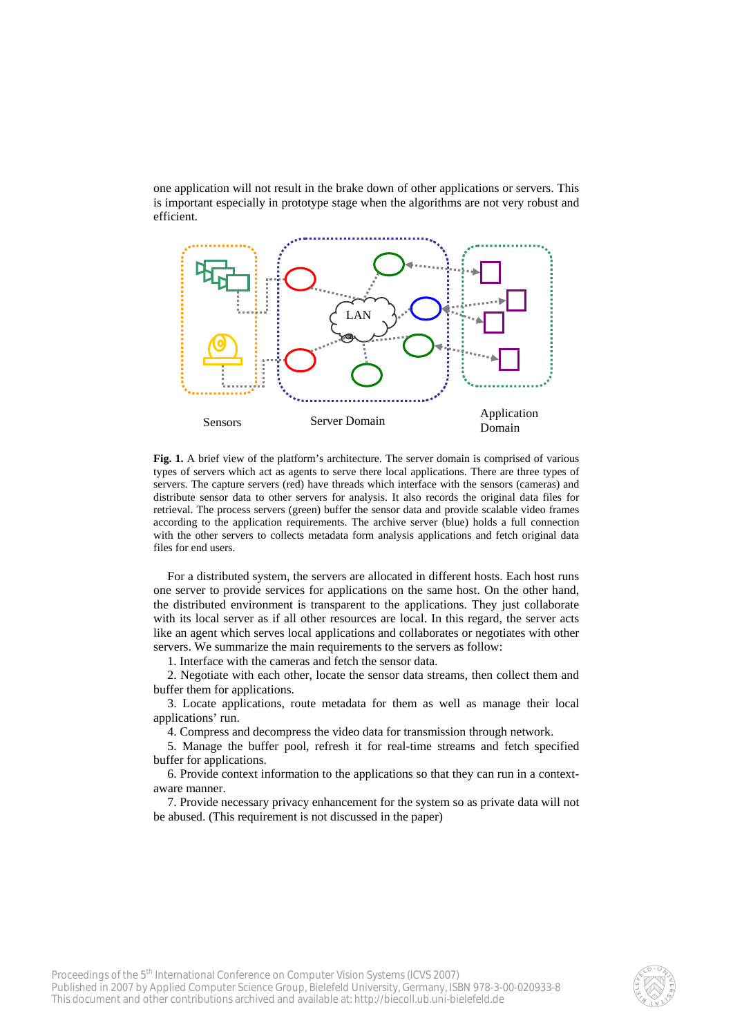one application will not result in the brake down of other applications or servers. This is important especially in prototype stage when the algorithms are not very robust and efficient.

**Fig. 1.** A brief view of the platform's architecture. The server domain is comprised of various types of servers which act as agents to serve there local applications. There are three types of servers. The capture servers (red) have threads which interface with the sensors (cameras) and distribute sensor data to other servers for analysis. It also records the original data files for retrieval. The process servers (green) buffer the sensor data and provide scalable video frames according to the application requirements. The archive server (blue) holds a full connection with the other servers to collects metadata form analysis applications and fetch original data files for end users.

For a distributed system, the servers are allocated in different hosts. Each host runs one server to provide services for applications on the same host. On the other hand, the distributed environment is transparent to the applications. They just collaborate with its local server as if all other resources are local. In this regard, the server acts like an agent which serves local applications and collaborates or negotiates with other servers. We summarize the main requirements to the servers as follow:

1. Interface with the cameras and fetch the sensor data.
2. Negotiate with each other, locate the sensor data streams, then collect them and buffer them for applications.
3. Locate applications, route metadata for them as well as manage their local applications' run.
4. Compress and decompress the video data for transmission through network.
5. Manage the buffer pool, refresh it for real-time streams and fetch specified buffer for applications.
6. Provide context information to the applications so that they can run in a context-aware manner.
7. Provide necessary privacy enhancement for the system so as private data will not be abused. (This requirement is not discussed in the paper)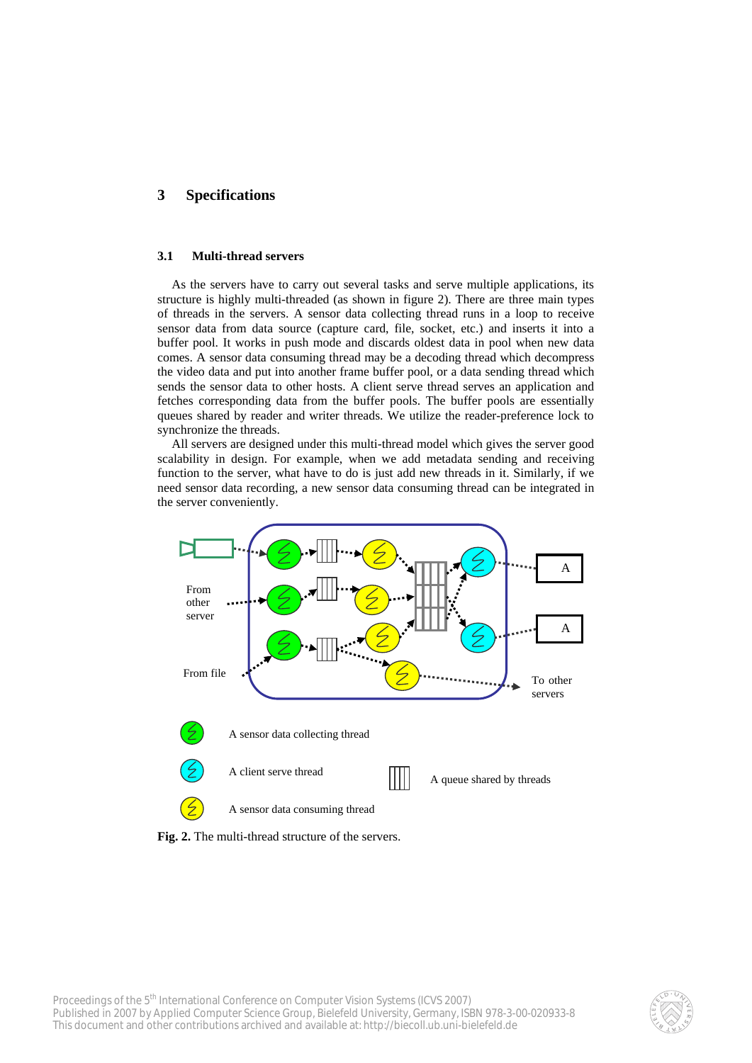## 3 Specifications

### 3.1 Multi-thread servers

As the servers have to carry out several tasks and serve multiple applications, its structure is highly multi-threaded (as shown in figure 2). There are three main types of threads in the servers. A sensor data collecting thread runs in a loop to receive sensor data from data source (capture card, file, socket, etc.) and inserts it into a buffer pool. It works in push mode and discards oldest data in pool when new data comes. A sensor data consuming thread may be a decoding thread which decompress the video data and put into another frame buffer pool, or a data sending thread which sends the sensor data to other hosts. A client serve thread serves an application and fetches corresponding data from the buffer pools. The buffer pools are essentially queues shared by reader and writer threads. We utilize the reader-preference lock to synchronize the threads.

All servers are designed under this multi-thread model which gives the server good scalability in design. For example, when we add metadata sending and receiving function to the server, what have to do is just add new threads in it. Similarly, if we need sensor data recording, a new sensor data consuming thread can be integrated in the server conveniently.

From other server

From file

To other servers

A sensor data collecting thread

A client serve thread

A queue shared by threads

A sensor data consuming thread

**Fig. 2.** The multi-thread structure of the servers.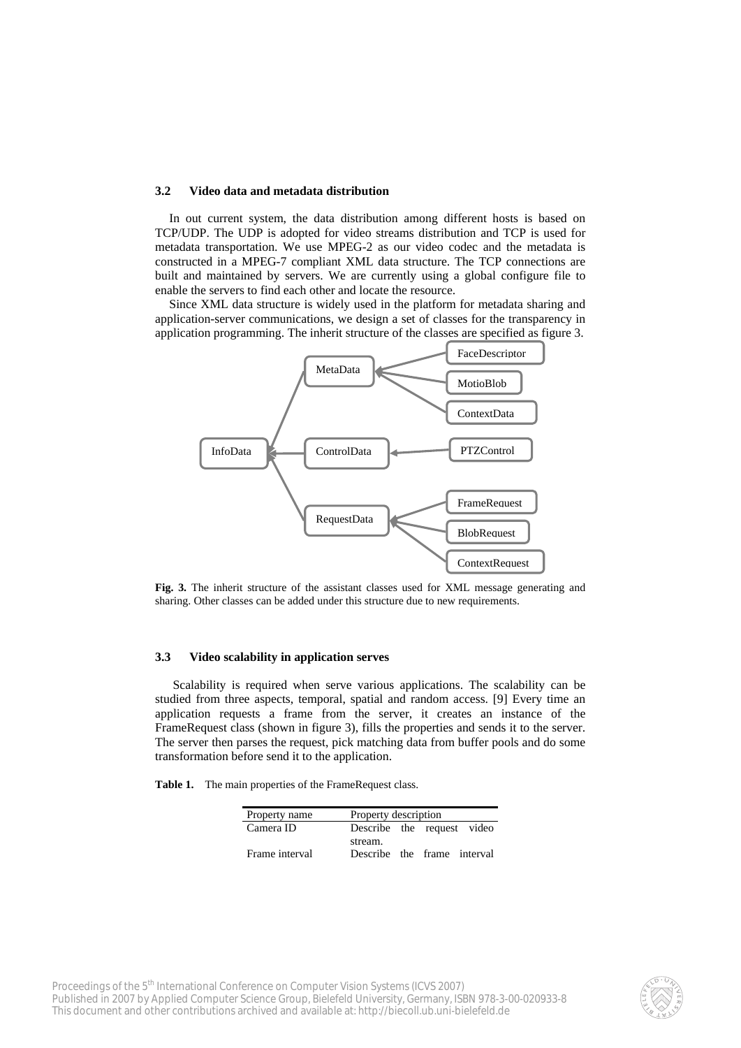### 3.2 Video data and metadata distribution

In out current system, the data distribution among different hosts is based on TCP/UDP. The UDP is adopted for video streams distribution and TCP is used for metadata transportation. We use MPEG-2 as our video codec and the metadata is constructed in a MPEG-7 compliant XML data structure. The TCP connections are built and maintained by servers. We are currently using a global configure file to enable the servers to find each other and locate the resource.

Since XML data structure is widely used in the platform for metadata sharing and application-server communications, we design a set of classes for the transparency in application programming. The inherit structure of the classes are specified as figure 3.

**Fig. 3.** The inherit structure of the assistant classes used for XML message generating and sharing. Other classes can be added under this structure due to new requirements.

### 3.3 Video scalability in application serves

Scalability is required when serve various applications. The scalability can be studied from three aspects, temporal, spatial and random access. [9] Every time an application requests a frame from the server, it creates an instance of the FrameRequest class (shown in figure 3), fills the properties and sends it to the server. The server then parses the request, pick matching data from buffer pools and do some transformation before send it to the application.

**Table 1.** The main properties of the FrameRequest class.

| Property name | Property description |
|---|---|
| Camera ID | Describe the request video stream. |
| Frame interval | Describe the frame interval |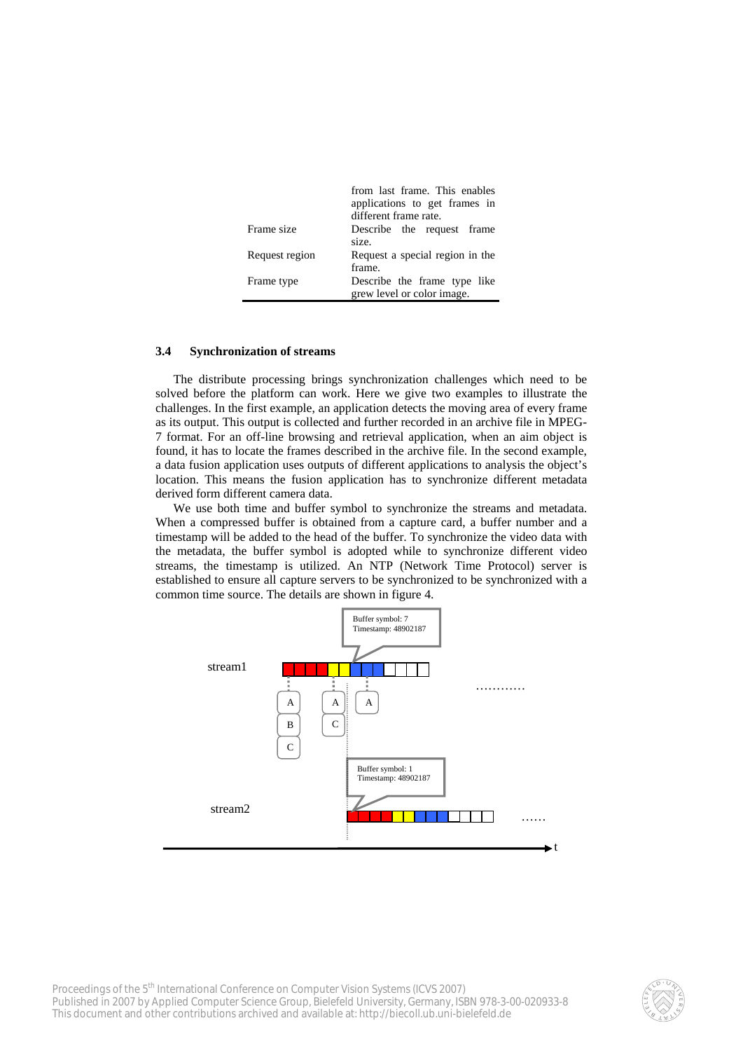| | |
|---|---|
| | from last frame. This enables applications to get frames in different frame rate. |
| Frame size | Describe the request frame size. |
| Request region | Request a special region in the frame. |
| Frame type | Describe the frame type like grew level or color image. |

### 3.4 Synchronization of streams

The distribute processing brings synchronization challenges which need to be solved before the platform can work. Here we give two examples to illustrate the challenges. In the first example, an application detects the moving area of every frame as its output. This output is collected and further recorded in an archive file in MPEG-7 format. For an off-line browsing and retrieval application, when an aim object is found, it has to locate the frames described in the archive file. In the second example, a data fusion application uses outputs of different applications to analysis the object's location. This means the fusion application has to synchronize different metadata derived form different camera data.

We use both time and buffer symbol to synchronize the streams and metadata. When a compressed buffer is obtained from a capture card, a buffer number and a timestamp will be added to the head of the buffer. To synchronize the video data with the metadata, the buffer symbol is adopted while to synchronize different video streams, the timestamp is utilized. An NTP (Network Time Protocol) server is established to ensure all capture servers to be synchronized to be synchronized with a common time source. The details are shown in figure 4.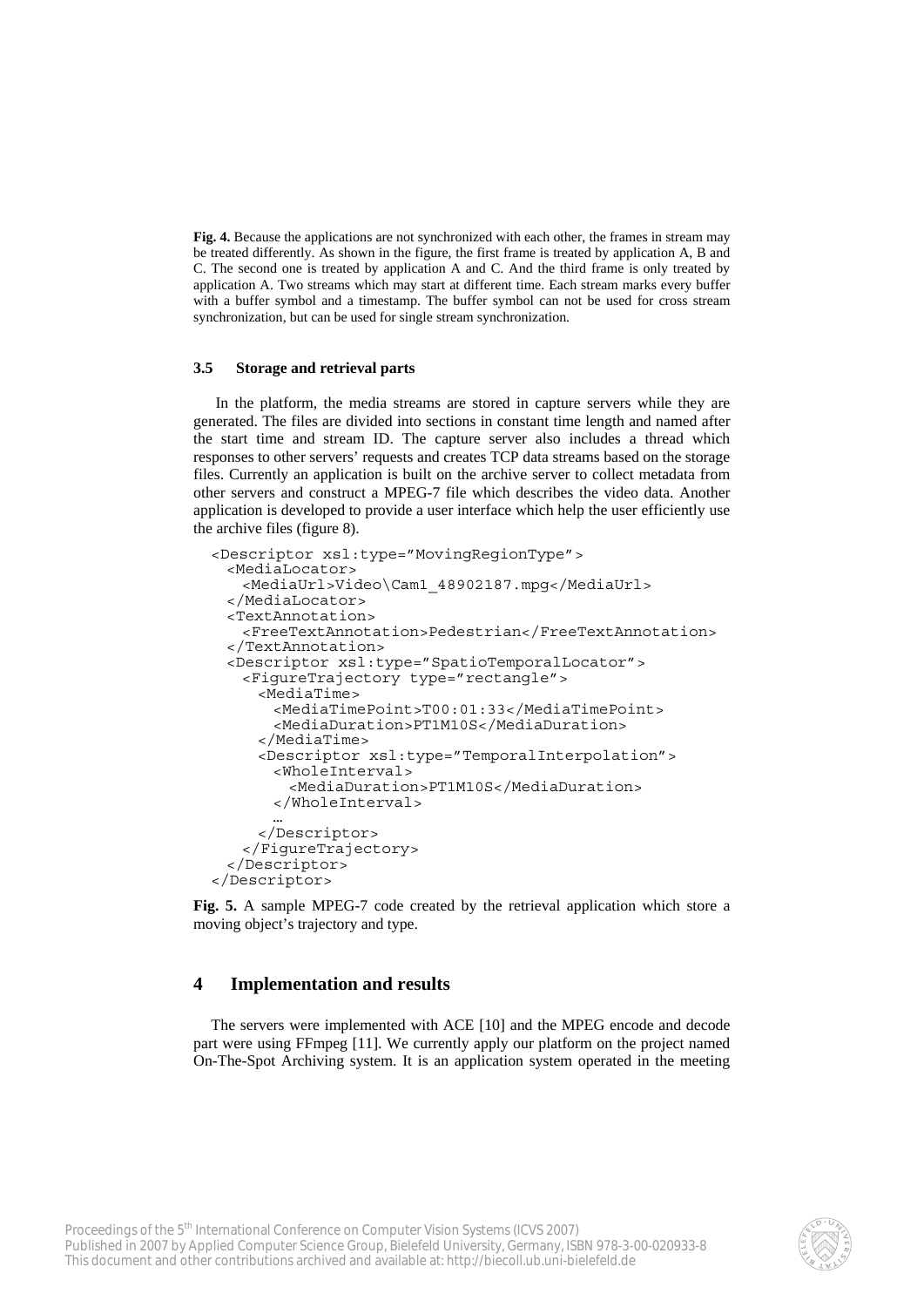**Fig. 4.** Because the applications are not synchronized with each other, the frames in stream may be treated differently. As shown in the figure, the first frame is treated by application A, B and C. The second one is treated by application A and C. And the third frame is only treated by application A. Two streams which may start at different time. Each stream marks every buffer with a buffer symbol and a timestamp. The buffer symbol can not be used for cross stream synchronization, but can be used for single stream synchronization.

### 3.5 Storage and retrieval parts

In the platform, the media streams are stored in capture servers while they are generated. The files are divided into sections in constant time length and named after the start time and stream ID. The capture server also includes a thread which responses to other servers' requests and creates TCP data streams based on the storage files. Currently an application is built on the archive server to collect metadata from other servers and construct a MPEG-7 file which describes the video data. Another application is developed to provide a user interface which help the user efficiently use the archive files (figure 8).

```
<Descriptor xsl:type="MovingRegionType">
  <MediaLocator>
    <MediaUrl>Video\Cam1_48902187.mpg</MediaUrl>
  </MediaLocator>
  <TextAnnotation>
    <FreeTextAnnotation>Pedestrian</FreeTextAnnotation>
  </TextAnnotation>
  <Descriptor xsl:type="SpatioTemporalLocator">
    <FigureTrajectory type="rectangle">
      <MediaTime>
        <MediaTimePoint>T00:01:33</MediaTimePoint>
        <MediaDuration>PT1M10S</MediaDuration>
      </MediaTime>
      <Descriptor xsl:type="TemporalInterpolation">
        <WholeInterval>
          <MediaDuration>PT1M10S</MediaDuration>
        </WholeInterval>
        …
      </Descriptor>
    </FigureTrajectory>
  </Descriptor>
</Descriptor>
```

**Fig. 5.** A sample MPEG-7 code created by the retrieval application which store a moving object's trajectory and type.

## 4 Implementation and results

The servers were implemented with ACE [10] and the MPEG encode and decode part were using FFmpeg [11]. We currently apply our platform on the project named On-The-Spot Archiving system. It is an application system operated in the meeting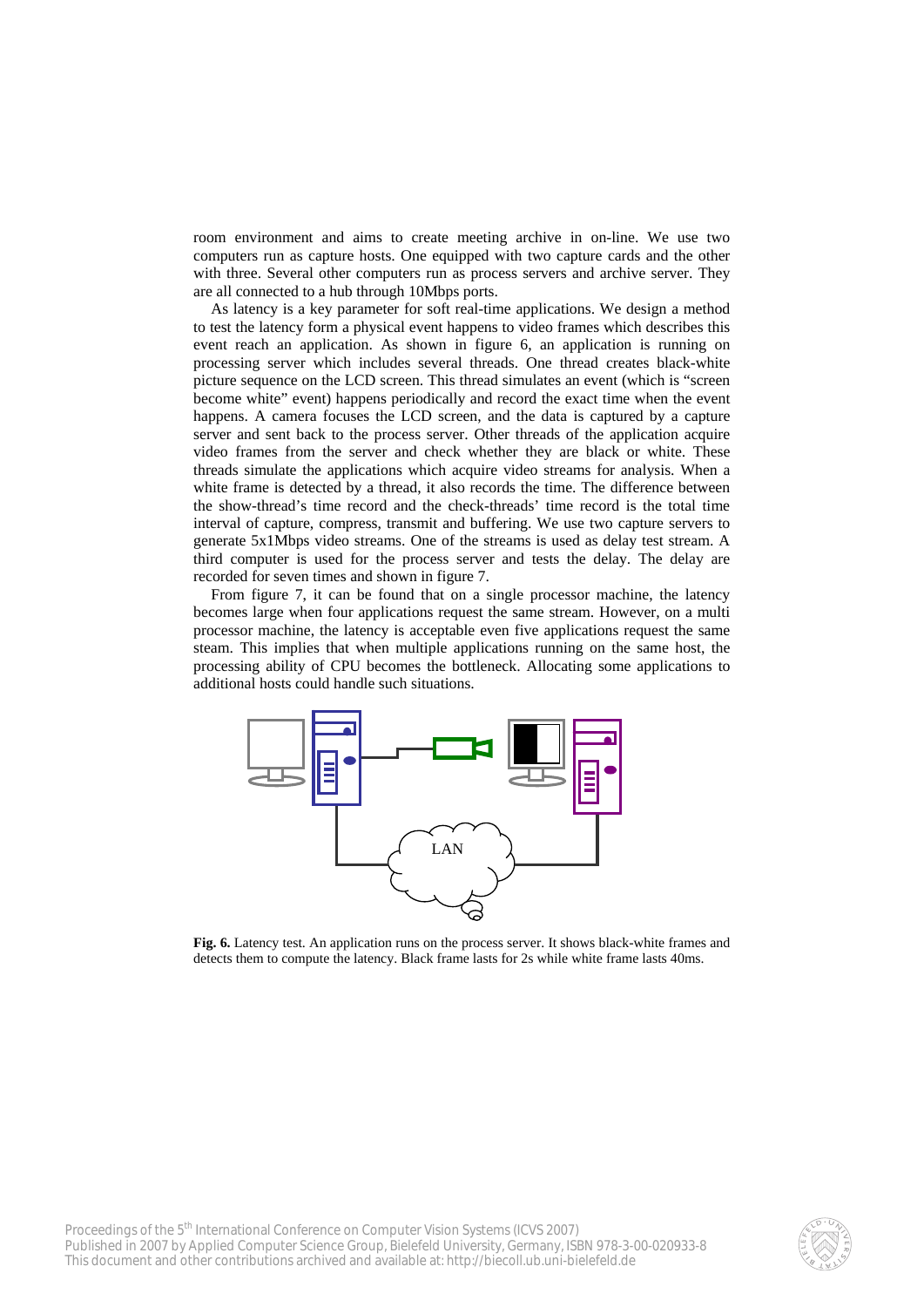room environment and aims to create meeting archive in on-line. We use two computers run as capture hosts. One equipped with two capture cards and the other with three. Several other computers run as process servers and archive server. They are all connected to a hub through 10Mbps ports.

As latency is a key parameter for soft real-time applications. We design a method to test the latency form a physical event happens to video frames which describes this event reach an application. As shown in figure 6, an application is running on processing server which includes several threads. One thread creates black-white picture sequence on the LCD screen. This thread simulates an event (which is "screen become white" event) happens periodically and record the exact time when the event happens. A camera focuses the LCD screen, and the data is captured by a capture server and sent back to the process server. Other threads of the application acquire video frames from the server and check whether they are black or white. These threads simulate the applications which acquire video streams for analysis. When a white frame is detected by a thread, it also records the time. The difference between the show-thread's time record and the check-threads' time record is the total time interval of capture, compress, transmit and buffering. We use two capture servers to generate 5x1Mbps video streams. One of the streams is used as delay test stream. A third computer is used for the process server and tests the delay. The delay are recorded for seven times and shown in figure 7.

From figure 7, it can be found that on a single processor machine, the latency becomes large when four applications request the same stream. However, on a multi processor machine, the latency is acceptable even five applications request the same steam. This implies that when multiple applications running on the same host, the processing ability of CPU becomes the bottleneck. Allocating some applications to additional hosts could handle such situations.

**Fig. 6.** Latency test. An application runs on the process server. It shows black-white frames and detects them to compute the latency. Black frame lasts for 2s while white frame lasts 40ms.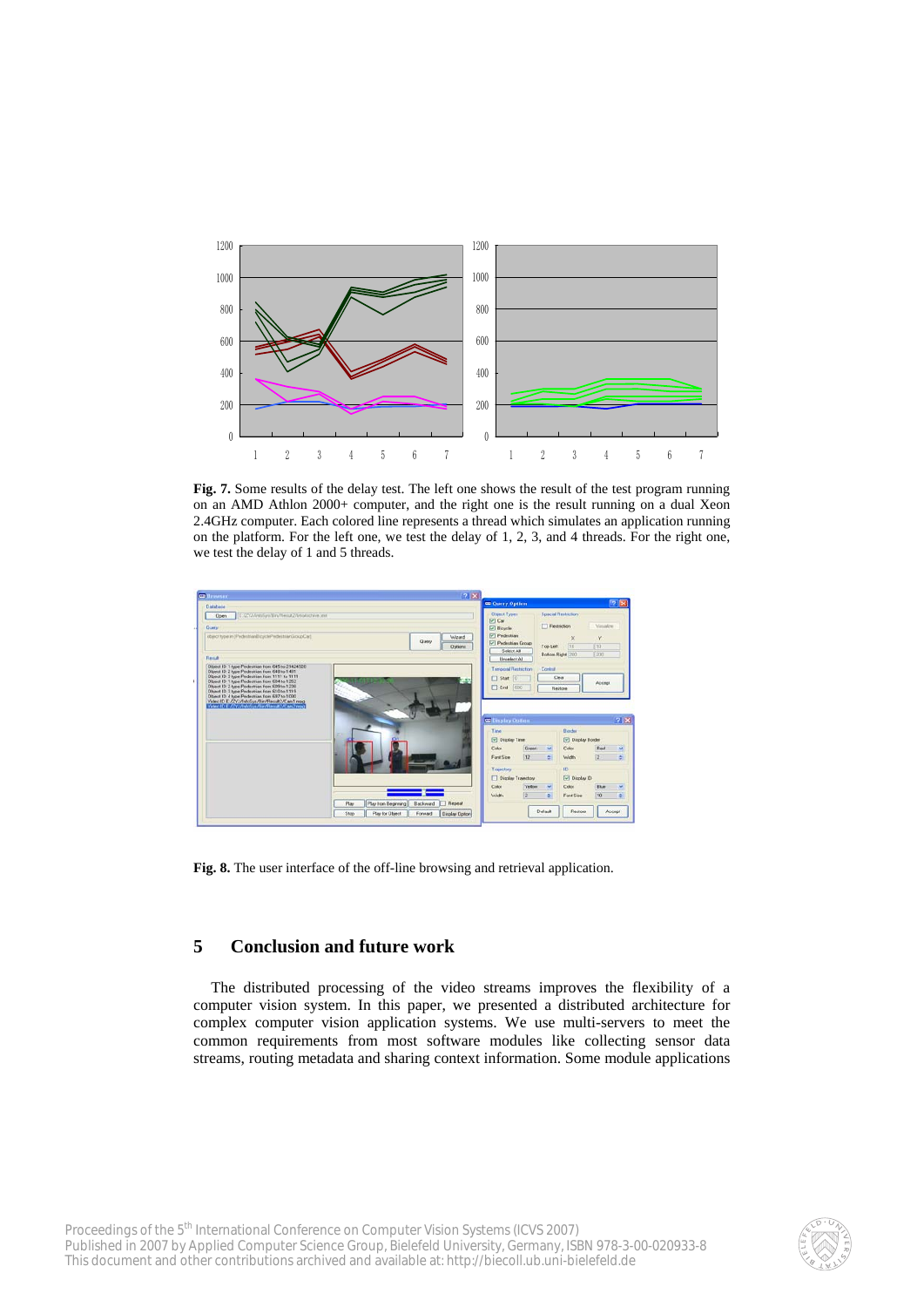**Fig. 7.** Some results of the delay test. The left one shows the result of the test program running on an AMD Athlon 2000+ computer, and the right one is the result running on a dual Xeon 2.4GHz computer. Each colored line represents a thread which simulates an application running on the platform. For the left one, we test the delay of 1, 2, 3, and 4 threads. For the right one, we test the delay of 1 and 5 threads.

**Fig. 8.** The user interface of the off-line browsing and retrieval application.

## 5 Conclusion and future work

The distributed processing of the video streams improves the flexibility of a computer vision system. In this paper, we presented a distributed architecture for complex computer vision application systems. We use multi-servers to meet the common requirements from most software modules like collecting sensor data streams, routing metadata and sharing context information. Some module applications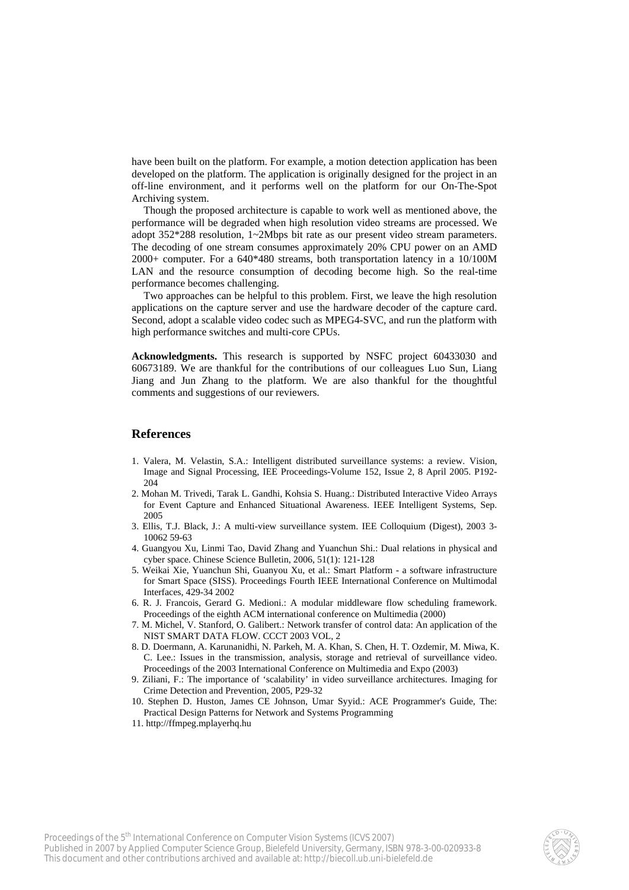have been built on the platform. For example, a motion detection application has been developed on the platform. The application is originally designed for the project in an off-line environment, and it performs well on the platform for our On-The-Spot Archiving system.

Though the proposed architecture is capable to work well as mentioned above, the performance will be degraded when high resolution video streams are processed. We adopt 352*288 resolution, 1~2Mbps bit rate as our present video stream parameters. The decoding of one stream consumes approximately 20% CPU power on an AMD 2000+ computer. For a 640*480 streams, both transportation latency in a 10/100M LAN and the resource consumption of decoding become high. So the real-time performance becomes challenging.

Two approaches can be helpful to this problem. First, we leave the high resolution applications on the capture server and use the hardware decoder of the capture card. Second, adopt a scalable video codec such as MPEG4-SVC, and run the platform with high performance switches and multi-core CPUs.

**Acknowledgments.** This research is supported by NSFC project 60433030 and 60673189. We are thankful for the contributions of our colleagues Luo Sun, Liang Jiang and Jun Zhang to the platform. We are also thankful for the thoughtful comments and suggestions of our reviewers.

## References

1. Valera, M. Velastin, S.A.: Intelligent distributed surveillance systems: a review. Vision, Image and Signal Processing, IEE Proceedings-Volume 152, Issue 2, 8 April 2005. P192-204
2. Mohan M. Trivedi, Tarak L. Gandhi, Kohsia S. Huang.: Distributed Interactive Video Arrays for Event Capture and Enhanced Situational Awareness. IEEE Intelligent Systems, Sep. 2005
3. Ellis, T.J. Black, J.: A multi-view surveillance system. IEE Colloquium (Digest), 2003 3-10062 59-63
4. Guangyou Xu, Linmi Tao, David Zhang and Yuanchun Shi.: Dual relations in physical and cyber space. Chinese Science Bulletin, 2006, 51(1): 121-128
5. Weikai Xie, Yuanchun Shi, Guanyou Xu, et al.: Smart Platform - a software infrastructure for Smart Space (SISS). Proceedings Fourth IEEE International Conference on Multimodal Interfaces, 429-34 2002
6. R. J. Francois, Gerard G. Medioni.: A modular middleware flow scheduling framework. Proceedings of the eighth ACM international conference on Multimedia (2000)
7. M. Michel, V. Stanford, O. Galibert.: Network transfer of control data: An application of the NIST SMART DATA FLOW. CCCT 2003 VOL, 2
8. D. Doermann, A. Karunanidhi, N. Parkeh, M. A. Khan, S. Chen, H. T. Ozdemir, M. Miwa, K. C. Lee.: Issues in the transmission, analysis, storage and retrieval of surveillance video. Proceedings of the 2003 International Conference on Multimedia and Expo (2003)
9. Ziliani, F.: The importance of 'scalability' in video surveillance architectures. Imaging for Crime Detection and Prevention, 2005, P29-32
10. Stephen D. Huston, James CE Johnson, Umar Syyid.: ACE Programmer's Guide, The: Practical Design Patterns for Network and Systems Programming
11. http://ffmpeg.mplayerhq.hu